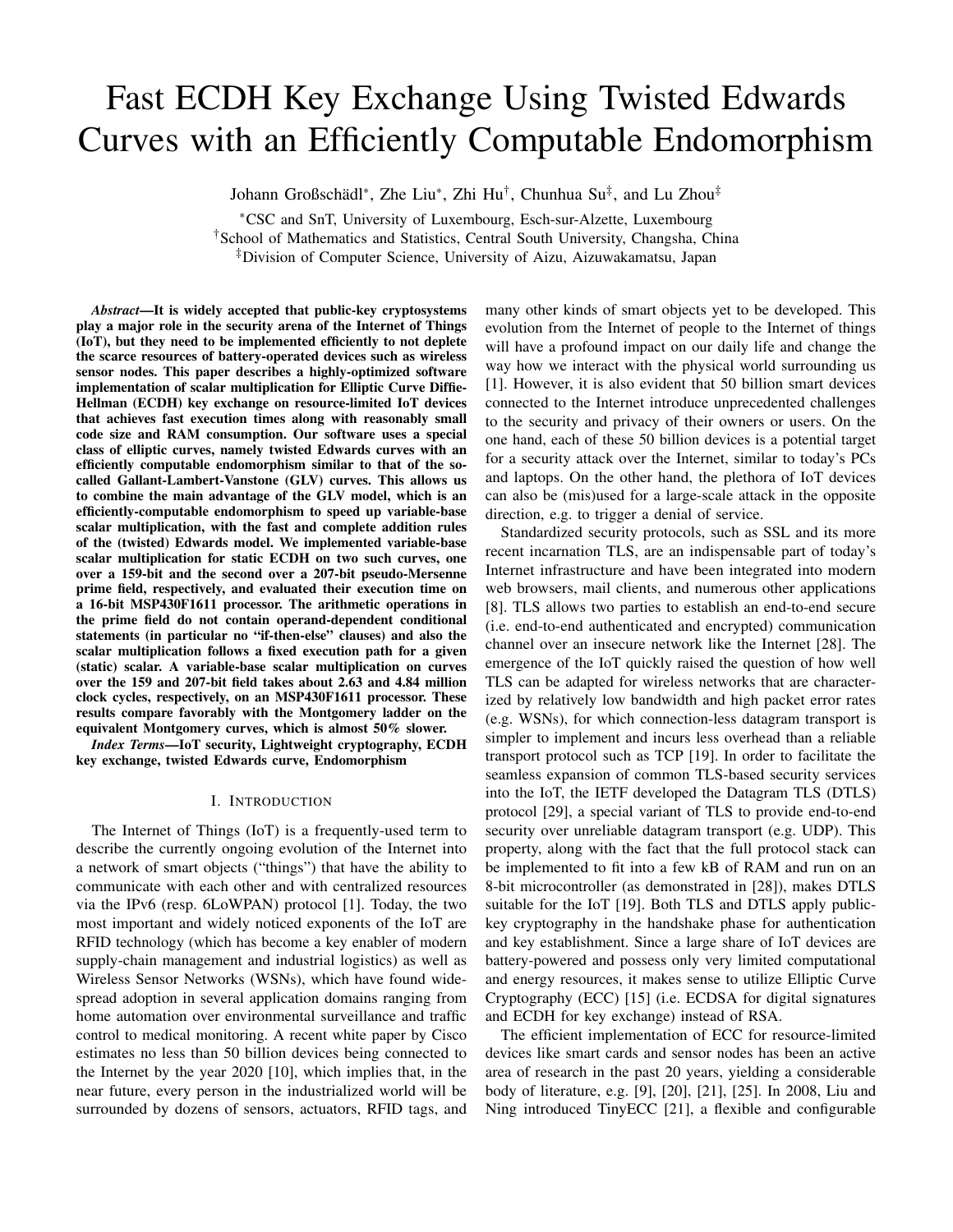# Fast ECDH Key Exchange Using Twisted Edwards Curves with an Efficiently Computable Endomorphism

Johann Großschädl*, Zhe Liu*, Zhi Hu†, Chunhua Su‡, and Lu Zhou‡

*CSC and SnT, University of Luxembourg, Esch-sur-Alzette, Luxembourg
†School of Mathematics and Statistics, Central South University, Changsha, China
‡Division of Computer Science, University of Aizu, Aizuwakamatsu, Japan

***Abstract*—It is widely accepted that public-key cryptosystems play a major role in the security arena of the Internet of Things (IoT), but they need to be implemented efficiently to not deplete the scarce resources of battery-operated devices such as wireless sensor nodes. This paper describes a highly-optimized software implementation of scalar multiplication for Elliptic Curve Diffie-Hellman (ECDH) key exchange on resource-limited IoT devices that achieves fast execution times along with reasonably small code size and RAM consumption. Our software uses a special class of elliptic curves, namely twisted Edwards curves with an efficiently computable endomorphism similar to that of the so-called Gallant-Lambert-Vanstone (GLV) curves. This allows us to combine the main advantage of the GLV model, which is an efficiently-computable endomorphism to speed up variable-base scalar multiplication, with the fast and complete addition rules of the (twisted) Edwards model. We implemented variable-base scalar multiplication for static ECDH on two such curves, one over a 159-bit and the second over a 207-bit pseudo-Mersenne prime field, respectively, and evaluated their execution time on a 16-bit MSP430F1611 processor. The arithmetic operations in the prime field do not contain operand-dependent conditional statements (in particular no "if-then-else" clauses) and also the scalar multiplication follows a fixed execution path for a given (static) scalar. A variable-base scalar multiplication on curves over the 159 and 207-bit field takes about 2.63 and 4.84 million clock cycles, respectively, on an MSP430F1611 processor. These results compare favorably with the Montgomery ladder on the equivalent Montgomery curves, which is almost 50% slower.**

***Index Terms*—IoT security, Lightweight cryptography, ECDH key exchange, twisted Edwards curve, Endomorphism**

## I. Introduction

The Internet of Things (IoT) is a frequently-used term to describe the currently ongoing evolution of the Internet into a network of smart objects ("things") that have the ability to communicate with each other and with centralized resources via the IPv6 (resp. 6LoWPAN) protocol [1]. Today, the two most important and widely noticed exponents of the IoT are RFID technology (which has become a key enabler of modern supply-chain management and industrial logistics) as well as Wireless Sensor Networks (WSNs), which have found widespread adoption in several application domains ranging from home automation over environmental surveillance and traffic control to medical monitoring. A recent white paper by Cisco estimates no less than 50 billion devices being connected to the Internet by the year 2020 [10], which implies that, in the near future, every person in the industrialized world will be surrounded by dozens of sensors, actuators, RFID tags, and many other kinds of smart objects yet to be developed. This evolution from the Internet of people to the Internet of things will have a profound impact on our daily life and change the way how we interact with the physical world surrounding us [1]. However, it is also evident that 50 billion smart devices connected to the Internet introduce unprecedented challenges to the security and privacy of their owners or users. On the one hand, each of these 50 billion devices is a potential target for a security attack over the Internet, similar to today's PCs and laptops. On the other hand, the plethora of IoT devices can also be (mis)used for a large-scale attack in the opposite direction, e.g. to trigger a denial of service.

Standardized security protocols, such as SSL and its more recent incarnation TLS, are an indispensable part of today's Internet infrastructure and have been integrated into modern web browsers, mail clients, and numerous other applications [8]. TLS allows two parties to establish an end-to-end secure (i.e. end-to-end authenticated and encrypted) communication channel over an insecure network like the Internet [28]. The emergence of the IoT quickly raised the question of how well TLS can be adapted for wireless networks that are characterized by relatively low bandwidth and high packet error rates (e.g. WSNs), for which connection-less datagram transport is simpler to implement and incurs less overhead than a reliable transport protocol such as TCP [19]. In order to facilitate the seamless expansion of common TLS-based security services into the IoT, the IETF developed the Datagram TLS (DTLS) protocol [29], a special variant of TLS to provide end-to-end security over unreliable datagram transport (e.g. UDP). This property, along with the fact that the full protocol stack can be implemented to fit into a few kB of RAM and run on an 8-bit microcontroller (as demonstrated in [28]), makes DTLS suitable for the IoT [19]. Both TLS and DTLS apply public-key cryptography in the handshake phase for authentication and key establishment. Since a large share of IoT devices are battery-powered and possess only very limited computational and energy resources, it makes sense to utilize Elliptic Curve Cryptography (ECC) [15] (i.e. ECDSA for digital signatures and ECDH for key exchange) instead of RSA.

The efficient implementation of ECC for resource-limited devices like smart cards and sensor nodes has been an active area of research in the past 20 years, yielding a considerable body of literature, e.g. [9], [20], [21], [25]. In 2008, Liu and Ning introduced TinyECC [21], a flexible and configurable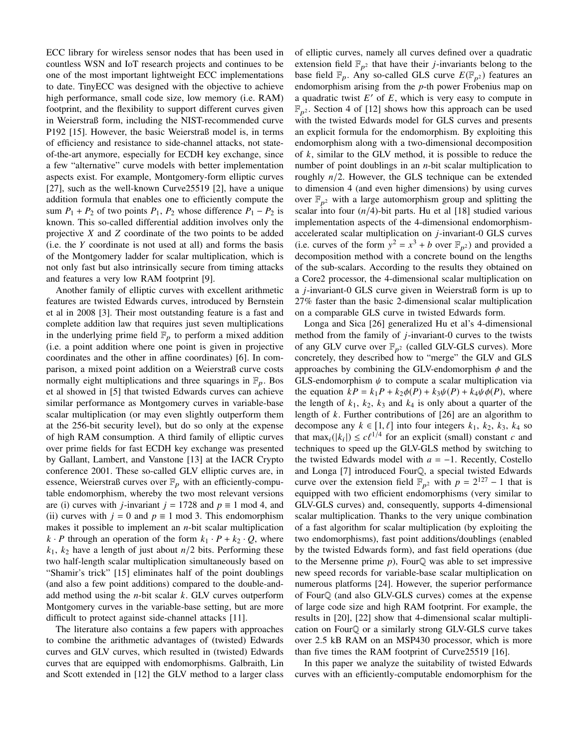ECC library for wireless sensor nodes that has been used in countless WSN and IoT research projects and continues to be one of the most important lightweight ECC implementations to date. TinyECC was designed with the objective to achieve high performance, small code size, low memory (i.e. RAM) footprint, and the flexibility to support different curves given in Weierstraß form, including the NIST-recommended curve P192 [15]. However, the basic Weierstraß model is, in terms of efficiency and resistance to side-channel attacks, not state-of-the-art anymore, especially for ECDH key exchange, since a few "alternative" curve models with better implementation aspects exist. For example, Montgomery-form elliptic curves [27], such as the well-known Curve25519 [2], have a unique addition formula that enables one to efficiently compute the sum $P_1 + P_2$ of two points $P_1$, $P_2$ whose difference $P_1 - P_2$ is known. This so-called differential addition involves only the projective $X$ and $Z$ coordinate of the two points to be added (i.e. the $Y$ coordinate is not used at all) and forms the basis of the Montgomery ladder for scalar multiplication, which is not only fast but also intrinsically secure from timing attacks and features a very low RAM footprint [9].

Another family of elliptic curves with excellent arithmetic features are twisted Edwards curves, introduced by Bernstein et al in 2008 [3]. Their most outstanding feature is a fast and complete addition law that requires just seven multiplications in the underlying prime field $\mathbb{F}_p$ to perform a mixed addition (i.e. a point addition where one point is given in projective coordinates and the other in affine coordinates) [6]. In comparison, a mixed point addition on a Weierstraß curve costs normally eight multiplications and three squarings in $\mathbb{F}_p$. Bos et al showed in [5] that twisted Edwards curves can achieve similar performance as Montgomery curves in variable-base scalar multiplication (or may even slightly outperform them at the 256-bit security level), but do so only at the expense of high RAM consumption. A third family of elliptic curves over prime fields for fast ECDH key exchange was presented by Gallant, Lambert, and Vanstone [13] at the IACR Crypto conference 2001. These so-called GLV elliptic curves are, in essence, Weierstraß curves over $\mathbb{F}_p$ with an efficiently-computable endomorphism, whereby the two most relevant versions are (i) curves with $j$-invariant $j = 1728$ and $p \equiv 1 \bmod 4$, and (ii) curves with $j = 0$ and $p \equiv 1 \bmod 3$. This endomorphism makes it possible to implement an $n$-bit scalar multiplication $k \cdot P$ through an operation of the form $k_1 \cdot P + k_2 \cdot Q$, where $k_1$, $k_2$ have a length of just about $n/2$ bits. Performing these two half-length scalar multiplication simultaneously based on "Shamir's trick" [15] eliminates half of the point doublings (and also a few point additions) compared to the double-and-add method using the $n$-bit scalar $k$. GLV curves outperform Montgomery curves in the variable-base setting, but are more difficult to protect against side-channel attacks [11].

The literature also contains a few papers with approaches to combine the arithmetic advantages of (twisted) Edwards curves and GLV curves, which resulted in (twisted) Edwards curves that are equipped with endomorphisms. Galbraith, Lin and Scott extended in [12] the GLV method to a larger class of elliptic curves, namely all curves defined over a quadratic extension field $\mathbb{F}_{p^2}$ that have their $j$-invariants belong to the base field $\mathbb{F}_p$. Any so-called GLS curve $E(\mathbb{F}_{p^2})$ features an endomorphism arising from the $p$-th power Frobenius map on a quadratic twist $E'$ of $E$, which is very easy to compute in $\mathbb{F}_{p^2}$. Section 4 of [12] shows how this approach can be used with the twisted Edwards model for GLS curves and presents an explicit formula for the endomorphism. By exploiting this endomorphism along with a two-dimensional decomposition of $k$, similar to the GLV method, it is possible to reduce the number of point doublings in an $n$-bit scalar multiplication to roughly $n/2$. However, the GLS technique can be extended to dimension 4 (and even higher dimensions) by using curves over $\mathbb{F}_{p^2}$ with a large automorphism group and splitting the scalar into four $(n/4)$-bit parts. Hu et al [18] studied various implementation aspects of the 4-dimensional endomorphism-accelerated scalar multiplication on $j$-invariant-0 GLS curves (i.e. curves of the form $y^2 = x^3 + b$ over $\mathbb{F}_{p^2}$) and provided a decomposition method with a concrete bound on the lengths of the sub-scalars. According to the results they obtained on a Core2 processor, the 4-dimensional scalar multiplication on a $j$-invariant-0 GLS curve given in Weierstraß form is up to 27% faster than the basic 2-dimensional scalar multiplication on a comparable GLS curve in twisted Edwards form.

Longa and Sica [26] generalized Hu et al's 4-dimensional method from the family of $j$-invariant-0 curves to the twists of any GLV curve over $\mathbb{F}_{p^2}$ (called GLV-GLS curves). More concretely, they described how to "merge" the GLV and GLS approaches by combining the GLV-endomorphism $\phi$ and the GLS-endomorphism $\psi$ to compute a scalar multiplication via the equation $kP = k_1P + k_2\phi(P) + k_3\psi(P) + k_4\psi\phi(P)$, where the length of $k_1$, $k_2$, $k_3$ and $k_4$ is only about a quarter of the length of $k$. Further contributions of [26] are an algorithm to decompose any $k \in [1, \ell]$ into four integers $k_1$, $k_2$, $k_3$, $k_4$ so that $\max_i(|k_i|) \leq c\ell^{1/4}$ for an explicit (small) constant $c$ and techniques to speed up the GLV-GLS method by switching to the twisted Edwards model with $a = -1$. Recently, Costello and Longa [7] introduced Four$\mathbb{Q}$, a special twisted Edwards curve over the extension field $\mathbb{F}_{p^2}$ with $p = 2^{127} - 1$ that is equipped with two efficient endomorphisms (very similar to GLV-GLS curves) and, consequently, supports 4-dimensional scalar multiplication. Thanks to the very unique combination of a fast algorithm for scalar multiplication (by exploiting the two endomorphisms), fast point additions/doublings (enabled by the twisted Edwards form), and fast field operations (due to the Mersenne prime $p$), Four$\mathbb{Q}$ was able to set impressive new speed records for variable-base scalar multiplication on numerous platforms [24]. However, the superior performance of Four$\mathbb{Q}$ (and also GLV-GLS curves) comes at the expense of large code size and high RAM footprint. For example, the results in [20], [22] show that 4-dimensional scalar multiplication on Four$\mathbb{Q}$ or a similarly strong GLV-GLS curve takes over 2.5 kB RAM on an MSP430 processor, which is more than five times the RAM footprint of Curve25519 [16].

In this paper we analyze the suitability of twisted Edwards curves with an efficiently-computable endomorphism for the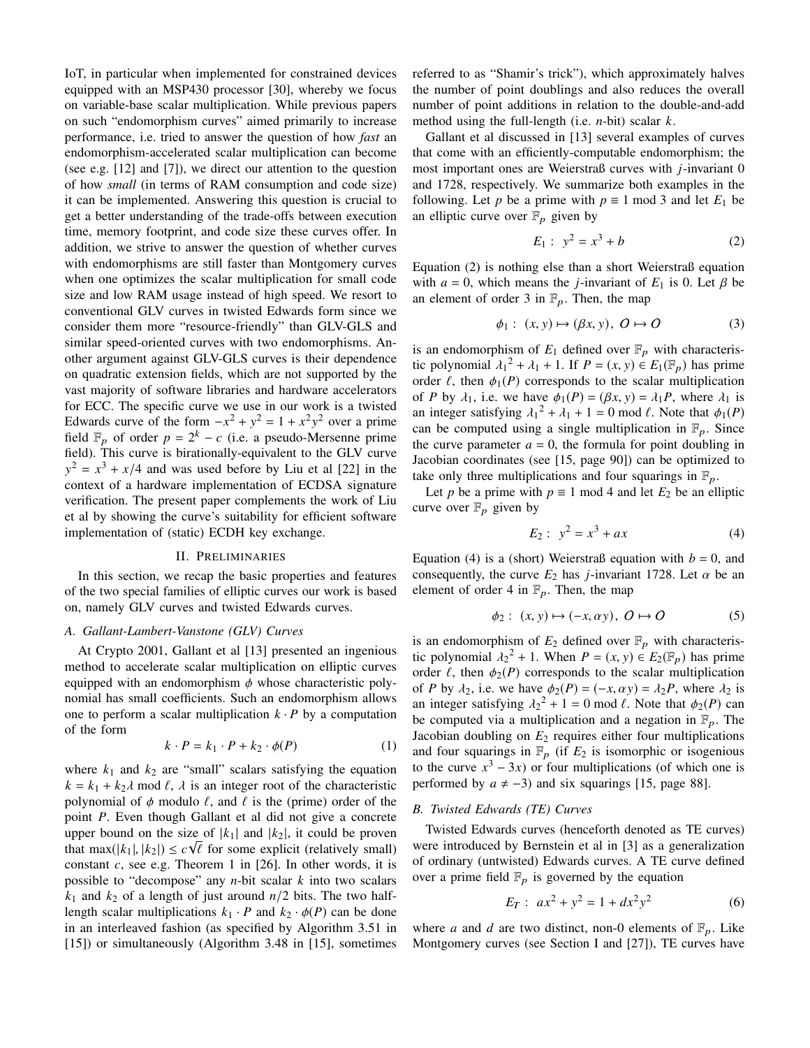IoT, in particular when implemented for constrained devices equipped with an MSP430 processor [30], whereby we focus on variable-base scalar multiplication. While previous papers on such "endomorphism curves" aimed primarily to increase performance, i.e. tried to answer the question of how *fast* an endomorphism-accelerated scalar multiplication can become (see e.g. [12] and [7]), we direct our attention to the question of how *small* (in terms of RAM consumption and code size) it can be implemented. Answering this question is crucial to get a better understanding of the trade-offs between execution time, memory footprint, and code size these curves offer. In addition, we strive to answer the question of whether curves with endomorphisms are still faster than Montgomery curves when one optimizes the scalar multiplication for small code size and low RAM usage instead of high speed. We resort to conventional GLV curves in twisted Edwards form since we consider them more "resource-friendly" than GLV-GLS and similar speed-oriented curves with two endomorphisms. Another argument against GLV-GLS curves is their dependence on quadratic extension fields, which are not supported by the vast majority of software libraries and hardware accelerators for ECC. The specific curve we use in our work is a twisted Edwards curve of the form $-x^2 + y^2 = 1 + x^2y^2$ over a prime field $\mathbb{F}_p$ of order $p = 2^k - c$ (i.e. a pseudo-Mersenne prime field). This curve is birationally-equivalent to the GLV curve $y^2 = x^3 + x/4$ and was used before by Liu et al [22] in the context of a hardware implementation of ECDSA signature verification. The present paper complements the work of Liu et al by showing the curve's suitability for efficient software implementation of (static) ECDH key exchange.

## II. Preliminaries

In this section, we recap the basic properties and features of the two special families of elliptic curves our work is based on, namely GLV curves and twisted Edwards curves.

### A. Gallant-Lambert-Vanstone (GLV) Curves

At Crypto 2001, Gallant et al [13] presented an ingenious method to accelerate scalar multiplication on elliptic curves equipped with an endomorphism $\phi$ whose characteristic polynomial has small coefficients. Such an endomorphism allows one to perform a scalar multiplication $k \cdot P$ by a computation of the form

$$k \cdot P = k_1 \cdot P + k_2 \cdot \phi(P) \tag{1}$$

where $k_1$ and $k_2$ are "small" scalars satisfying the equation $k = k_1 + k_2\lambda \bmod \ell$, $\lambda$ is an integer root of the characteristic polynomial of $\phi$ modulo $\ell$, and $\ell$ is the (prime) order of the point $P$. Even though Gallant et al did not give a concrete upper bound on the size of $|k_1|$ and $|k_2|$, it could be proven that $\max(|k_1|, |k_2|) \leq c\sqrt{\ell}$ for some explicit (relatively small) constant $c$, see e.g. Theorem 1 in [26]. In other words, it is possible to "decompose" any $n$-bit scalar $k$ into two scalars $k_1$ and $k_2$ of a length of just around $n/2$ bits. The two half-length scalar multiplications $k_1 \cdot P$ and $k_2 \cdot \phi(P)$ can be done in an interleaved fashion (as specified by Algorithm 3.51 in [15]) or simultaneously (Algorithm 3.48 in [15], sometimes referred to as "Shamir's trick"), which approximately halves the number of point doublings and also reduces the overall number of point additions in relation to the double-and-add method using the full-length (i.e. $n$-bit) scalar $k$.

Gallant et al discussed in [13] several examples of curves that come with an efficiently-computable endomorphism; the most important ones are Weierstraß curves with $j$-invariant 0 and 1728, respectively. We summarize both examples in the following. Let $p$ be a prime with $p \equiv 1 \bmod 3$ and let $E_1$ be an elliptic curve over $\mathbb{F}_p$ given by

$$E_1: \; y^2 = x^3 + b \tag{2}$$

Equation (2) is nothing else than a short Weierstraß equation with $a = 0$, which means the $j$-invariant of $E_1$ is 0. Let $\beta$ be an element of order 3 in $\mathbb{F}_p$. Then, the map

$$\phi_1: \; (x, y) \mapsto (\beta x, y), \; \mathcal{O} \mapsto \mathcal{O} \tag{3}$$

is an endomorphism of $E_1$ defined over $\mathbb{F}_p$ with characteristic polynomial ${\lambda_1}^2 + \lambda_1 + 1$. If $P = (x, y) \in E_1(\mathbb{F}_p)$ has prime order $\ell$, then $\phi_1(P)$ corresponds to the scalar multiplication of $P$ by $\lambda_1$, i.e. we have $\phi_1(P) = (\beta x, y) = \lambda_1 P$, where $\lambda_1$ is an integer satisfying ${\lambda_1}^2 + \lambda_1 + 1 = 0 \bmod \ell$. Note that $\phi_1(P)$ can be computed using a single multiplication in $\mathbb{F}_p$. Since the curve parameter $a = 0$, the formula for point doubling in Jacobian coordinates (see [15, page 90]) can be optimized to take only three multiplications and four squarings in $\mathbb{F}_p$.

Let $p$ be a prime with $p \equiv 1 \bmod 4$ and let $E_2$ be an elliptic curve over $\mathbb{F}_p$ given by

$$E_2: \; y^2 = x^3 + ax \tag{4}$$

Equation (4) is a (short) Weierstraß equation with $b = 0$, and consequently, the curve $E_2$ has $j$-invariant 1728. Let $\alpha$ be an element of order 4 in $\mathbb{F}_p$. Then, the map

$$\phi_2: \; (x, y) \mapsto (-x, \alpha y), \; \mathcal{O} \mapsto \mathcal{O} \tag{5}$$

is an endomorphism of $E_2$ defined over $\mathbb{F}_p$ with characteristic polynomial ${\lambda_2}^2 + 1$. When $P = (x, y) \in E_2(\mathbb{F}_p)$ has prime order $\ell$, then $\phi_2(P)$ corresponds to the scalar multiplication of $P$ by $\lambda_2$, i.e. we have $\phi_2(P) = (-x, \alpha y) = \lambda_2 P$, where $\lambda_2$ is an integer satisfying ${\lambda_2}^2 + 1 = 0 \bmod \ell$. Note that $\phi_2(P)$ can be computed via a multiplication and a negation in $\mathbb{F}_p$. The Jacobian doubling on $E_2$ requires either four multiplications and four squarings in $\mathbb{F}_p$ (if $E_2$ is isomorphic or isogenious to the curve $x^3 - 3x$) or four multiplications (of which one is performed by $a \neq -3$) and six squarings [15, page 88].

### B. Twisted Edwards (TE) Curves

Twisted Edwards curves (henceforth denoted as TE curves) were introduced by Bernstein et al in [3] as a generalization of ordinary (untwisted) Edwards curves. A TE curve defined over a prime field $\mathbb{F}_p$ is governed by the equation

$$E_T: \; ax^2 + y^2 = 1 + dx^2y^2 \tag{6}$$

where $a$ and $d$ are two distinct, non-0 elements of $\mathbb{F}_p$. Like Montgomery curves (see Section I and [27]), TE curves have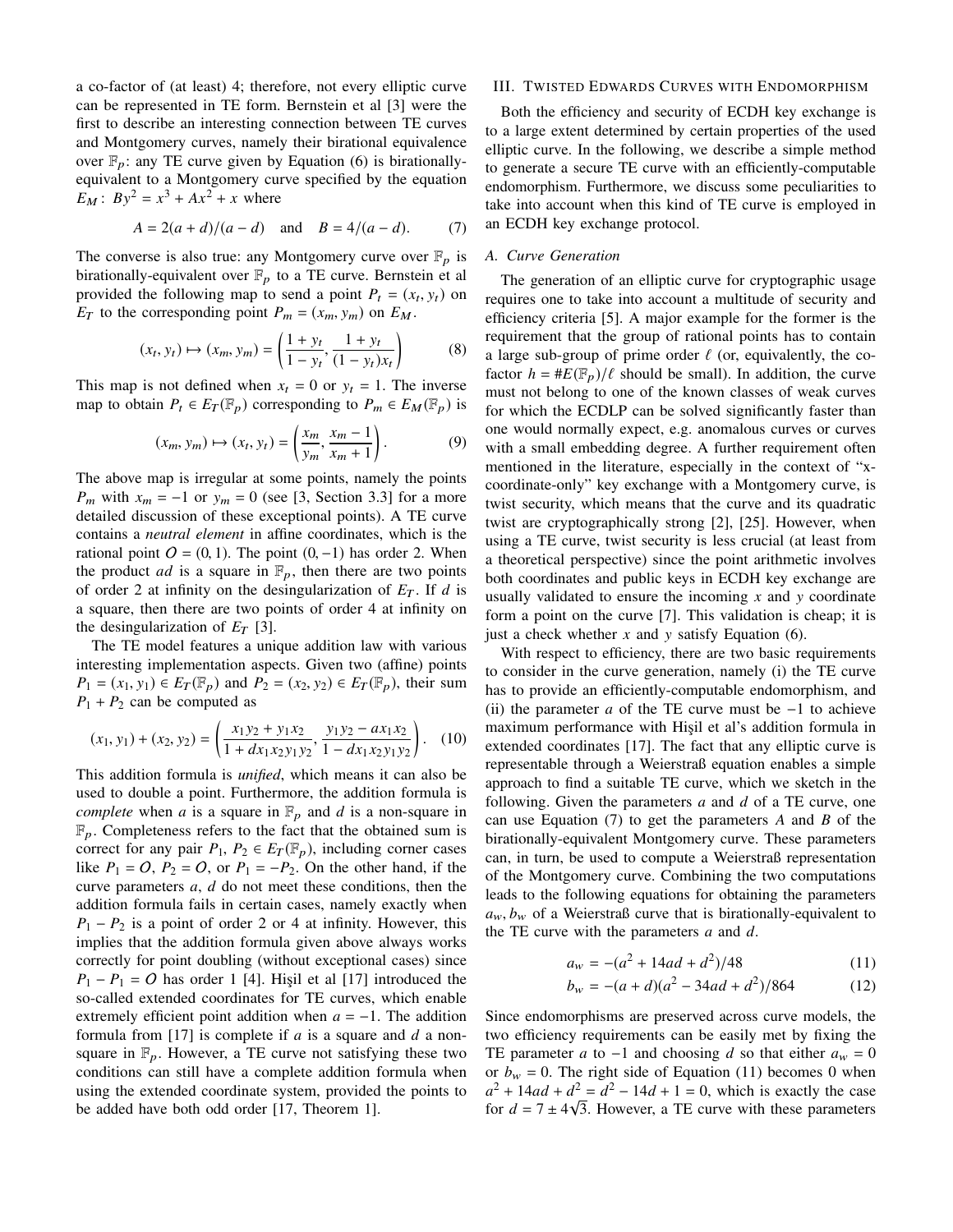a co-factor of (at least) 4; therefore, not every elliptic curve can be represented in TE form. Bernstein et al [3] were the first to describe an interesting connection between TE curves and Montgomery curves, namely their birational equivalence over $\mathbb{F}_p$: any TE curve given by Equation (6) is birationally-equivalent to a Montgomery curve specified by the equation $E_M\colon\ By^2 = x^3 + Ax^2 + x$ where

$$A = 2(a+d)/(a-d) \quad \text{and} \quad B = 4/(a-d). \tag{7}$$

The converse is also true: any Montgomery curve over $\mathbb{F}_p$ is birationally-equivalent over $\mathbb{F}_p$ to a TE curve. Bernstein et al provided the following map to send a point $P_t = (x_t, y_t)$ on $E_T$ to the corresponding point $P_m = (x_m, y_m)$ on $E_M$.

$$(x_t, y_t) \mapsto (x_m, y_m) = \left(\frac{1+y_t}{1-y_t}, \frac{1+y_t}{(1-y_t)x_t}\right) \tag{8}$$

This map is not defined when $x_t = 0$ or $y_t = 1$. The inverse map to obtain $P_t \in E_T(\mathbb{F}_p)$ corresponding to $P_m \in E_M(\mathbb{F}_p)$ is

$$(x_m, y_m) \mapsto (x_t, y_t) = \left(\frac{x_m}{y_m}, \frac{x_m - 1}{x_m + 1}\right). \tag{9}$$

The above map is irregular at some points, namely the points $P_m$ with $x_m = -1$ or $y_m = 0$ (see [3, Section 3.3] for a more detailed discussion of these exceptional points). A TE curve contains a *neutral element* in affine coordinates, which is the rational point $O = (0, 1)$. The point $(0, -1)$ has order 2. When the product $ad$ is a square in $\mathbb{F}_p$, then there are two points of order 2 at infinity on the desingularization of $E_T$. If $d$ is a square, then there are two points of order 4 at infinity on the desingularization of $E_T$ [3].

The TE model features a unique addition law with various interesting implementation aspects. Given two (affine) points $P_1 = (x_1, y_1) \in E_T(\mathbb{F}_p)$ and $P_2 = (x_2, y_2) \in E_T(\mathbb{F}_p)$, their sum $P_1 + P_2$ can be computed as

$$(x_1, y_1) + (x_2, y_2) = \left(\frac{x_1 y_2 + y_1 x_2}{1 + d x_1 x_2 y_1 y_2}, \frac{y_1 y_2 - a x_1 x_2}{1 - d x_1 x_2 y_1 y_2}\right). \tag{10}$$

This addition formula is *unified*, which means it can also be used to double a point. Furthermore, the addition formula is *complete* when $a$ is a square in $\mathbb{F}_p$ and $d$ is a non-square in $\mathbb{F}_p$. Completeness refers to the fact that the obtained sum is correct for any pair $P_1, P_2 \in E_T(\mathbb{F}_p)$, including corner cases like $P_1 = O$, $P_2 = O$, or $P_1 = -P_2$. On the other hand, if the curve parameters $a$, $d$ do not meet these conditions, then the addition formula fails in certain cases, namely exactly when $P_1 - P_2$ is a point of order 2 or 4 at infinity. However, this implies that the addition formula given above always works correctly for point doubling (without exceptional cases) since $P_1 - P_1 = O$ has order 1 [4]. Hişil et al [17] introduced the so-called extended coordinates for TE curves, which enable extremely efficient point addition when $a = -1$. The addition formula from [17] is complete if $a$ is a square and $d$ a non-square in $\mathbb{F}_p$. However, a TE curve not satisfying these two conditions can still have a complete addition formula when using the extended coordinate system, provided the points to be added have both odd order [17, Theorem 1].

## III. Twisted Edwards Curves with Endomorphism

Both the efficiency and security of ECDH key exchange is to a large extent determined by certain properties of the used elliptic curve. In the following, we describe a simple method to generate a secure TE curve with an efficiently-computable endomorphism. Furthermore, we discuss some peculiarities to take into account when this kind of TE curve is employed in an ECDH key exchange protocol.

### A. Curve Generation

The generation of an elliptic curve for cryptographic usage requires one to take into account a multitude of security and efficiency criteria [5]. A major example for the former is the requirement that the group of rational points has to contain a large sub-group of prime order $\ell$ (or, equivalently, the co-factor $h = \#E(\mathbb{F}_p)/\ell$ should be small). In addition, the curve must not belong to one of the known classes of weak curves for which the ECDLP can be solved significantly faster than one would normally expect, e.g. anomalous curves or curves with a small embedding degree. A further requirement often mentioned in the literature, especially in the context of "x-coordinate-only" key exchange with a Montgomery curve, is twist security, which means that the curve and its quadratic twist are cryptographically strong [2], [25]. However, when using a TE curve, twist security is less crucial (at least from a theoretical perspective) since the point arithmetic involves both coordinates and public keys in ECDH key exchange are usually validated to ensure the incoming $x$ and $y$ coordinate form a point on the curve [7]. This validation is cheap; it is just a check whether $x$ and $y$ satisfy Equation (6).

With respect to efficiency, there are two basic requirements to consider in the curve generation, namely (i) the TE curve has to provide an efficiently-computable endomorphism, and (ii) the parameter $a$ of the TE curve must be $-1$ to achieve maximum performance with Hişil et al's addition formula in extended coordinates [17]. The fact that any elliptic curve is representable through a Weierstraß equation enables a simple approach to find a suitable TE curve, which we sketch in the following. Given the parameters $a$ and $d$ of a TE curve, one can use Equation (7) to get the parameters $A$ and $B$ of the birationally-equivalent Montgomery curve. These parameters can, in turn, be used to compute a Weierstraß representation of the Montgomery curve. Combining the two computations leads to the following equations for obtaining the parameters $a_w, b_w$ of a Weierstraß curve that is birationally-equivalent to the TE curve with the parameters $a$ and $d$.

$$a_w = -(a^2 + 14ad + d^2)/48 \tag{11}$$

$$b_w = -(a+d)(a^2 - 34ad + d^2)/864 \tag{12}$$

Since endomorphisms are preserved across curve models, the two efficiency requirements can be easily met by fixing the TE parameter $a$ to $-1$ and choosing $d$ so that either $a_w = 0$ or $b_w = 0$. The right side of Equation (11) becomes 0 when $a^2 + 14ad + d^2 = d^2 - 14d + 1 = 0$, which is exactly the case for $d = 7 \pm 4\sqrt{3}$. However, a TE curve with these parameters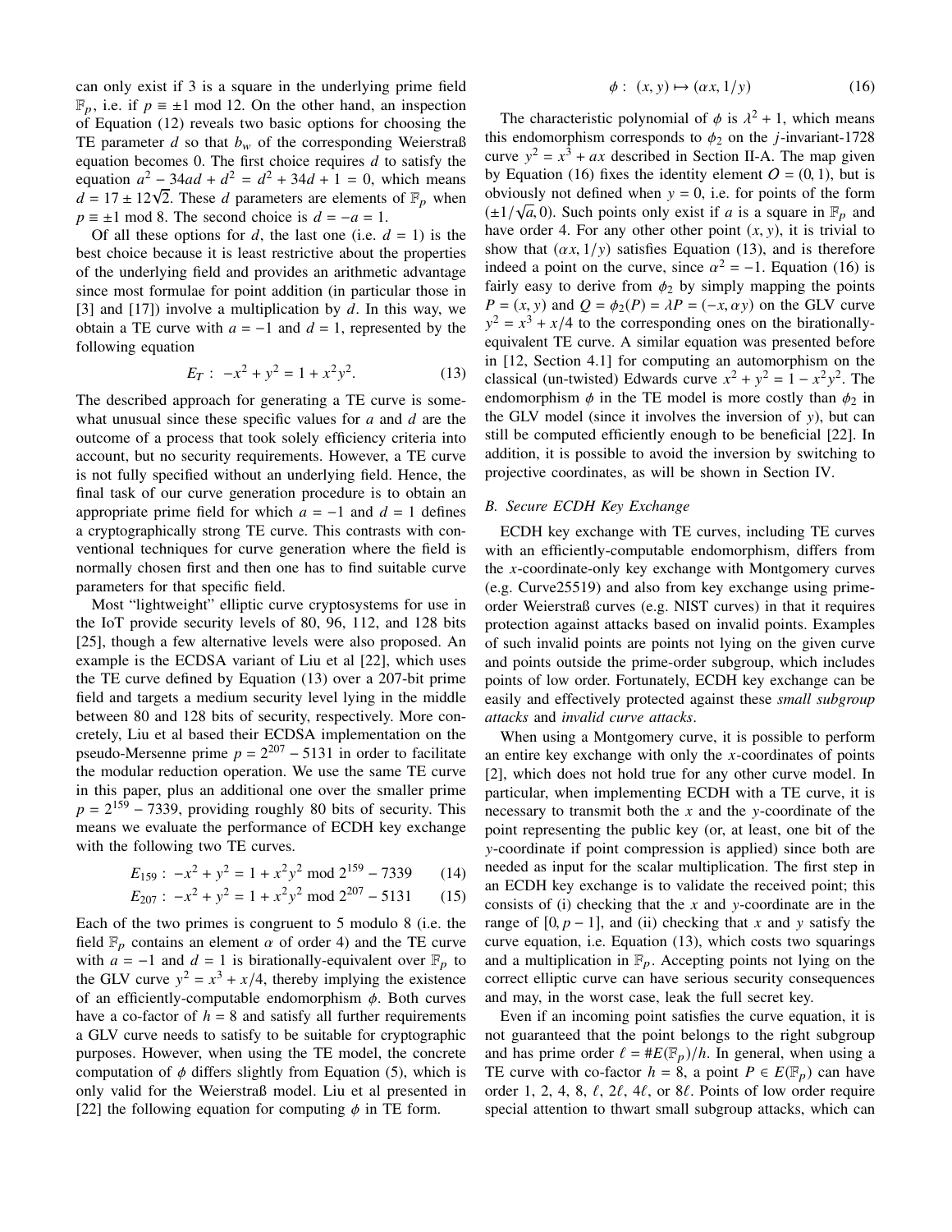can only exist if 3 is a square in the underlying prime field $\mathbb{F}_p$, i.e. if $p \equiv \pm 1 \bmod 12$. On the other hand, an inspection of Equation (12) reveals two basic options for choosing the TE parameter $d$ so that $b_w$ of the corresponding Weierstraß equation becomes 0. The first choice requires $d$ to satisfy the equation $a^2 - 34ad + d^2 = d^2 + 34d + 1 = 0$, which means $d = 17 \pm 12\sqrt{2}$. These $d$ parameters are elements of $\mathbb{F}_p$ when $p \equiv \pm 1 \bmod 8$. The second choice is $d = -a = 1$.

Of all these options for $d$, the last one (i.e. $d = 1$) is the best choice because it is least restrictive about the properties of the underlying field and provides an arithmetic advantage since most formulae for point addition (in particular those in [3] and [17]) involve a multiplication by $d$. In this way, we obtain a TE curve with $a = -1$ and $d = 1$, represented by the following equation

$$E_T : \ -x^2 + y^2 = 1 + x^2y^2. \tag{13}$$

The described approach for generating a TE curve is somewhat unusual since these specific values for $a$ and $d$ are the outcome of a process that took solely efficiency criteria into account, but no security requirements. However, a TE curve is not fully specified without an underlying field. Hence, the final task of our curve generation procedure is to obtain an appropriate prime field for which $a = -1$ and $d = 1$ defines a cryptographically strong TE curve. This contrasts with conventional techniques for curve generation where the field is normally chosen first and then one has to find suitable curve parameters for that specific field.

Most "lightweight" elliptic curve cryptosystems for use in the IoT provide security levels of 80, 96, 112, and 128 bits [25], though a few alternative levels were also proposed. An example is the ECDSA variant of Liu et al [22], which uses the TE curve defined by Equation (13) over a 207-bit prime field and targets a medium security level lying in the middle between 80 and 128 bits of security, respectively. More concretely, Liu et al based their ECDSA implementation on the pseudo-Mersenne prime $p = 2^{207} - 5131$ in order to facilitate the modular reduction operation. We use the same TE curve in this paper, plus an additional one over the smaller prime $p = 2^{159} - 7339$, providing roughly 80 bits of security. This means we evaluate the performance of ECDH key exchange with the following two TE curves.

$$E_{159} : \ -x^2 + y^2 = 1 + x^2y^2 \bmod 2^{159} - 7339 \tag{14}$$

$$E_{207} : \ -x^2 + y^2 = 1 + x^2y^2 \bmod 2^{207} - 5131 \tag{15}$$

Each of the two primes is congruent to 5 modulo 8 (i.e. the field $\mathbb{F}_p$ contains an element $\alpha$ of order 4) and the TE curve with $a = -1$ and $d = 1$ is birationally-equivalent over $\mathbb{F}_p$ to the GLV curve $y^2 = x^3 + x/4$, thereby implying the existence of an efficiently-computable endomorphism $\phi$. Both curves have a co-factor of $h = 8$ and satisfy all further requirements a GLV curve needs to satisfy to be suitable for cryptographic purposes. However, when using the TE model, the concrete computation of $\phi$ differs slightly from Equation (5), which is only valid for the Weierstraß model. Liu et al presented in [22] the following equation for computing $\phi$ in TE form.

$$\phi : \ (x, y) \mapsto (\alpha x, 1/y) \tag{16}$$

The characteristic polynomial of $\phi$ is $\lambda^2 + 1$, which means this endomorphism corresponds to $\phi_2$ on the $j$-invariant-1728 curve $y^2 = x^3 + ax$ described in Section II-A. The map given by Equation (16) fixes the identity element $O = (0, 1)$, but is obviously not defined when $y = 0$, i.e. for points of the form $(\pm 1/\sqrt{a}, 0)$. Such points only exist if $a$ is a square in $\mathbb{F}_p$ and have order 4. For any other other point $(x, y)$, it is trivial to show that $(\alpha x, 1/y)$ satisfies Equation (13), and is therefore indeed a point on the curve, since $\alpha^2 = -1$. Equation (16) is fairly easy to derive from $\phi_2$ by simply mapping the points $P = (x, y)$ and $Q = \phi_2(P) = \lambda P = (-x, \alpha y)$ on the GLV curve $y^2 = x^3 + x/4$ to the corresponding ones on the birationally-equivalent TE curve. A similar equation was presented before in [12, Section 4.1] for computing an automorphism on the classical (un-twisted) Edwards curve $x^2 + y^2 = 1 - x^2y^2$. The endomorphism $\phi$ in the TE model is more costly than $\phi_2$ in the GLV model (since it involves the inversion of $y$), but can still be computed efficiently enough to be beneficial [22]. In addition, it is possible to avoid the inversion by switching to projective coordinates, as will be shown in Section IV.

### B. Secure ECDH Key Exchange

ECDH key exchange with TE curves, including TE curves with an efficiently-computable endomorphism, differs from the $x$-coordinate-only key exchange with Montgomery curves (e.g. Curve25519) and also from key exchange using prime-order Weierstraß curves (e.g. NIST curves) in that it requires protection against attacks based on invalid points. Examples of such invalid points are points not lying on the given curve and points outside the prime-order subgroup, which includes points of low order. Fortunately, ECDH key exchange can be easily and effectively protected against these *small subgroup attacks* and *invalid curve attacks*.

When using a Montgomery curve, it is possible to perform an entire key exchange with only the $x$-coordinates of points [2], which does not hold true for any other curve model. In particular, when implementing ECDH with a TE curve, it is necessary to transmit both the $x$ and the $y$-coordinate of the point representing the public key (or, at least, one bit of the $y$-coordinate if point compression is applied) since both are needed as input for the scalar multiplication. The first step in an ECDH key exchange is to validate the received point; this consists of (i) checking that the $x$ and $y$-coordinate are in the range of $[0, p - 1]$, and (ii) checking that $x$ and $y$ satisfy the curve equation, i.e. Equation (13), which costs two squarings and a multiplication in $\mathbb{F}_p$. Accepting points not lying on the correct elliptic curve can have serious security consequences and may, in the worst case, leak the full secret key.

Even if an incoming point satisfies the curve equation, it is not guaranteed that the point belongs to the right subgroup and has prime order $\ell = \#E(\mathbb{F}_p)/h$. In general, when using a TE curve with co-factor $h = 8$, a point $P \in E(\mathbb{F}_p)$ can have order 1, 2, 4, 8, $\ell$, $2\ell$, $4\ell$, or $8\ell$. Points of low order require special attention to thwart small subgroup attacks, which can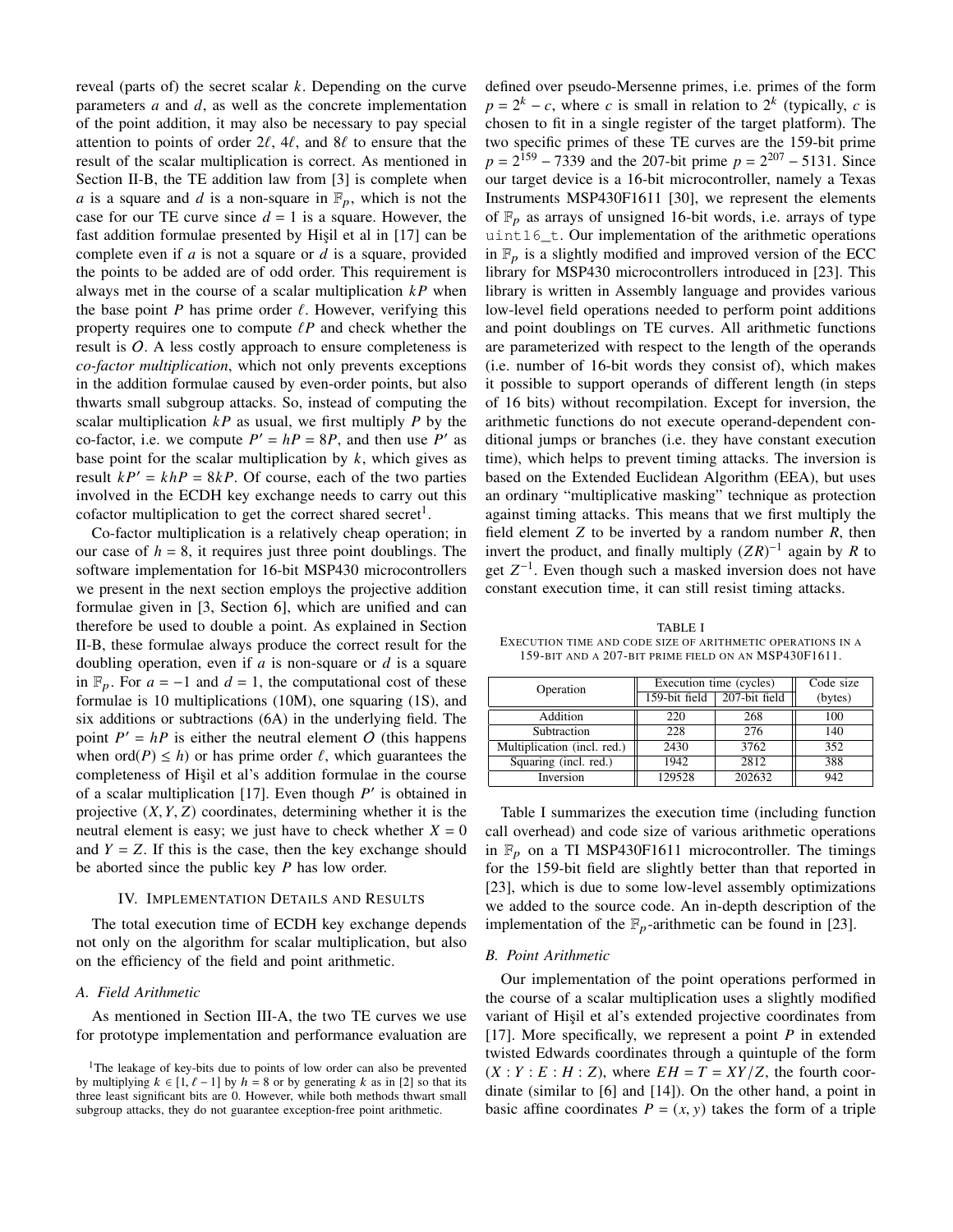reveal (parts of) the secret scalar $k$. Depending on the curve parameters $a$ and $d$, as well as the concrete implementation of the point addition, it may also be necessary to pay special attention to points of order $2\ell$, $4\ell$, and $8\ell$ to ensure that the result of the scalar multiplication is correct. As mentioned in Section II-B, the TE addition law from [3] is complete when $a$ is a square and $d$ is a non-square in $\mathbb{F}_p$, which is not the case for our TE curve since $d = 1$ is a square. However, the fast addition formulae presented by Hişil et al in [17] can be complete even if $a$ is not a square or $d$ is a square, provided the points to be added are of odd order. This requirement is always met in the course of a scalar multiplication $kP$ when the base point $P$ has prime order $\ell$. However, verifying this property requires one to compute $\ell P$ and check whether the result is $O$. A less costly approach to ensure completeness is *co-factor multiplication*, which not only prevents exceptions in the addition formulae caused by even-order points, but also thwarts small subgroup attacks. So, instead of computing the scalar multiplication $kP$ as usual, we first multiply $P$ by the co-factor, i.e. we compute $P' = hP = 8P$, and then use $P'$ as base point for the scalar multiplication by $k$, which gives as result $kP' = khP = 8kP$. Of course, each of the two parties involved in the ECDH key exchange needs to carry out this cofactor multiplication to get the correct shared secret[1].

Co-factor multiplication is a relatively cheap operation; in our case of $h = 8$, it requires just three point doublings. The software implementation for 16-bit MSP430 microcontrollers we present in the next section employs the projective addition formulae given in [3, Section 6], which are unified and can therefore be used to double a point. As explained in Section II-B, these formulae always produce the correct result for the doubling operation, even if $a$ is non-square or $d$ is a square in $\mathbb{F}_p$. For $a = -1$ and $d = 1$, the computational cost of these formulae is 10 multiplications (10M), one squaring (1S), and six additions or subtractions (6A) in the underlying field. The point $P' = hP$ is either the neutral element $O$ (this happens when $\text{ord}(P) \leq h$) or has prime order $\ell$, which guarantees the completeness of Hişil et al's addition formulae in the course of a scalar multiplication [17]. Even though $P'$ is obtained in projective $(X, Y, Z)$ coordinates, determining whether it is the neutral element is easy; we just have to check whether $X = 0$ and $Y = Z$. If this is the case, then the key exchange should be aborted since the public key $P$ has low order.

## IV. Implementation Details and Results

The total execution time of ECDH key exchange depends not only on the algorithm for scalar multiplication, but also on the efficiency of the field and point arithmetic.

### A. Field Arithmetic

As mentioned in Section III-A, the two TE curves we use for prototype implementation and performance evaluation are defined over pseudo-Mersenne primes, i.e. primes of the form $p = 2^k - c$, where $c$ is small in relation to $2^k$ (typically, $c$ is chosen to fit in a single register of the target platform). The two specific primes of these TE curves are the 159-bit prime $p = 2^{159} - 7339$ and the 207-bit prime $p = 2^{207} - 5131$. Since our target device is a 16-bit microcontroller, namely a Texas Instruments MSP430F1611 [30], we represent the elements of $\mathbb{F}_p$ as arrays of unsigned 16-bit words, i.e. arrays of type `uint16_t`. Our implementation of the arithmetic operations in $\mathbb{F}_p$ is a slightly modified and improved version of the ECC library for MSP430 microcontrollers introduced in [23]. This library is written in Assembly language and provides various low-level field operations needed to perform point additions and point doublings on TE curves. All arithmetic functions are parameterized with respect to the length of the operands (i.e. number of 16-bit words they consist of), which makes it possible to support operands of different length (in steps of 16 bits) without recompilation. Except for inversion, the arithmetic functions do not execute operand-dependent conditional jumps or branches (i.e. they have constant execution time), which helps to prevent timing attacks. The inversion is based on the Extended Euclidean Algorithm (EEA), but uses an ordinary "multiplicative masking" technique as protection against timing attacks. This means that we first multiply the field element $Z$ to be inverted by a random number $R$, then invert the product, and finally multiply $(ZR)^{-1}$ again by $R$ to get $Z^{-1}$. Even though such a masked inversion does not have constant execution time, it can still resist timing attacks.

TABLE I
Execution time and code size of arithmetic operations in a 159-bit and a 207-bit prime field on an MSP430F1611.

| Operation | Execution time (cycles) | | Code size |
|---|---|---|---|
| | 159-bit field | 207-bit field | (bytes) |
| Addition | 220 | 268 | 100 |
| Subtraction | 228 | 276 | 140 |
| Multiplication (incl. red.) | 2430 | 3762 | 352 |
| Squaring (incl. red.) | 1942 | 2812 | 388 |
| Inversion | 129528 | 202632 | 942 |

Table I summarizes the execution time (including function call overhead) and code size of various arithmetic operations in $\mathbb{F}_p$ on a TI MSP430F1611 microcontroller. The timings for the 159-bit field are slightly better than that reported in [23], which is due to some low-level assembly optimizations we added to the source code. An in-depth description of the implementation of the $\mathbb{F}_p$-arithmetic can be found in [23].

### B. Point Arithmetic

Our implementation of the point operations performed in the course of a scalar multiplication uses a slightly modified variant of Hişil et al's extended projective coordinates from [17]. More specifically, we represent a point $P$ in extended twisted Edwards coordinates through a quintuple of the form $(X : Y : E : H : Z)$, where $EH = T = XY/Z$, the fourth coordinate (similar to [6] and [14]). On the other hand, a point in basic affine coordinates $P = (x, y)$ takes the form of a triple

[1]The leakage of key-bits due to points of low order can also be prevented by multiplying $k \in [1, \ell - 1]$ by $h = 8$ or by generating $k$ as in [2] so that its three least significant bits are 0. However, while both methods thwart small subgroup attacks, they do not guarantee exception-free point arithmetic.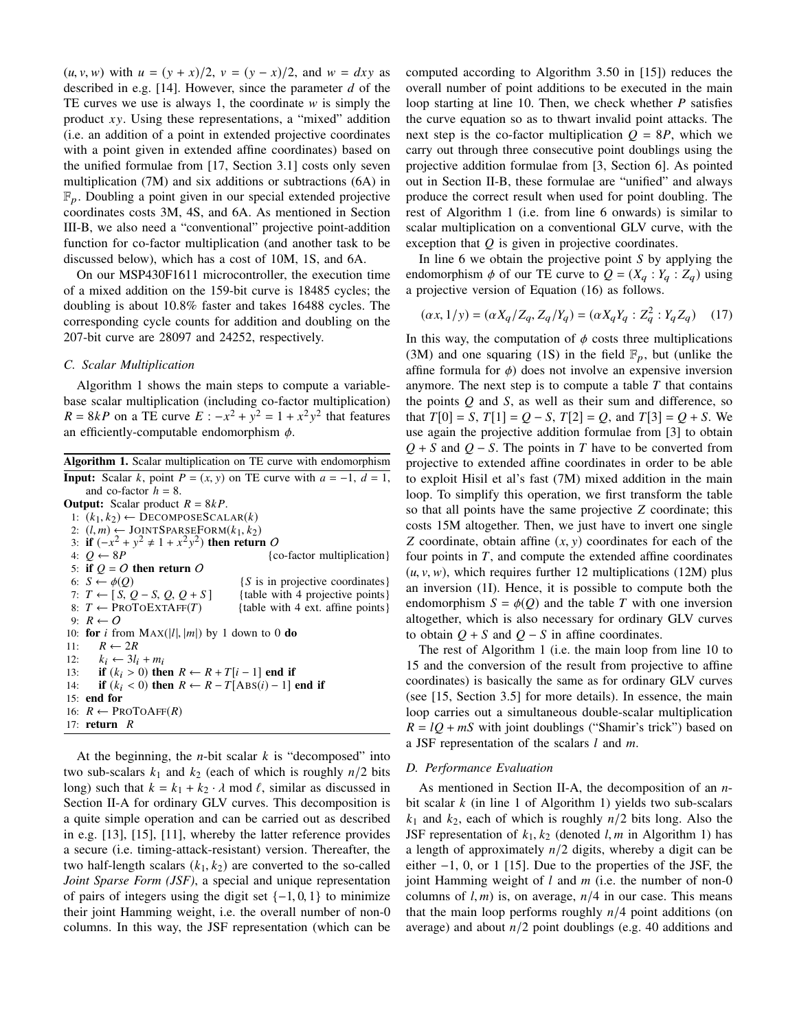$(u, v, w)$ with $u = (y + x)/2$, $v = (y - x)/2$, and $w = dxy$ as described in e.g. [14]. However, since the parameter $d$ of the TE curves we use is always 1, the coordinate $w$ is simply the product $xy$. Using these representations, a "mixed" addition (i.e. an addition of a point in extended projective coordinates with a point given in extended affine coordinates) based on the unified formulae from [17, Section 3.1] costs only seven multiplication (7M) and six additions or subtractions (6A) in $\mathbb{F}_p$. Doubling a point given in our special extended projective coordinates costs 3M, 4S, and 6A. As mentioned in Section III-B, we also need a "conventional" projective point-addition function for co-factor multiplication (and another task to be discussed below), which has a cost of 10M, 1S, and 6A.

On our MSP430F1611 microcontroller, the execution time of a mixed addition on the 159-bit curve is 18485 cycles; the doubling is about 10.8% faster and takes 16488 cycles. The corresponding cycle counts for addition and doubling on the 207-bit curve are 28097 and 24252, respectively.

### C. Scalar Multiplication

Algorithm 1 shows the main steps to compute a variable-base scalar multiplication (including co-factor multiplication) $R = 8kP$ on a TE curve $E : -x^2 + y^2 = 1 + x^2y^2$ that features an efficiently-computable endomorphism $\phi$.

**Algorithm 1.** Scalar multiplication on TE curve with endomorphism

**Input:** Scalar $k$, point $P = (x, y)$ on TE curve with $a = -1$, $d = 1$, and co-factor $h = 8$.
**Output:** Scalar product $R = 8kP$.

```
1:  (k1, k2) ← DecomposeScalar(k)
2:  (l, m) ← JointSparseForm(k1, k2)
3:  if (−x^2 + y^2 ≠ 1 + x^2 y^2) then return O
4:  Q ← 8P                          {co-factor multiplication}
5:  if Q = O then return O
6:  S ← φ(Q)                        {S is in projective coordinates}
7:  T ← [ S, Q − S, Q, Q + S ]      {table with 4 projective points}
8:  T ← ProToExtAff(T)              {table with 4 ext. affine points}
9:  R ← O
10: for i from Max(|l|, |m|) by 1 down to 0 do
11:    R ← 2R
12:    k_i ← 3l_i + m_i
13:    if (k_i > 0) then R ← R + T[i − 1] end if
14:    if (k_i < 0) then R ← R − T[Abs(i) − 1] end if
15: end for
16: R ← ProToAff(R)
17: return R
```

At the beginning, the $n$-bit scalar $k$ is "decomposed" into two sub-scalars $k_1$ and $k_2$ (each of which is roughly $n/2$ bits long) such that $k = k_1 + k_2 \cdot \lambda \bmod \ell$, similar as discussed in Section II-A for ordinary GLV curves. This decomposition is a quite simple operation and can be carried out as described in e.g. [13], [15], [11], whereby the latter reference provides a secure (i.e. timing-attack-resistant) version. Thereafter, the two half-length scalars $(k_1, k_2)$ are converted to the so-called *Joint Sparse Form (JSF)*, a special and unique representation of pairs of integers using the digit set $\{-1, 0, 1\}$ to minimize their joint Hamming weight, i.e. the overall number of non-0 columns. In this way, the JSF representation (which can be computed according to Algorithm 3.50 in [15]) reduces the overall number of point additions to be executed in the main loop starting at line 10. Then, we check whether $P$ satisfies the curve equation so as to thwart invalid point attacks. The next step is the co-factor multiplication $Q = 8P$, which we carry out through three consecutive point doublings using the projective addition formulae from [3, Section 6]. As pointed out in Section II-B, these formulae are "unified" and always produce the correct result when used for point doubling. The rest of Algorithm 1 (i.e. from line 6 onwards) is similar to scalar multiplication on a conventional GLV curve, with the exception that $Q$ is given in projective coordinates.

In line 6 we obtain the projective point $S$ by applying the endomorphism $\phi$ of our TE curve to $Q = (X_q : Y_q : Z_q)$ using a projective version of Equation (16) as follows.

$$(\alpha x, 1/y) = (\alpha X_q/Z_q, Z_q/Y_q) = (\alpha X_q Y_q : Z_q^2 : Y_q Z_q) \quad (17)$$

In this way, the computation of $\phi$ costs three multiplications (3M) and one squaring (1S) in the field $\mathbb{F}_p$, but (unlike the affine formula for $\phi$) does not involve an expensive inversion anymore. The next step is to compute a table $T$ that contains the points $Q$ and $S$, as well as their sum and difference, so that $T[0] = S$, $T[1] = Q - S$, $T[2] = Q$, and $T[3] = Q + S$. We use again the projective addition formulae from [3] to obtain $Q + S$ and $Q - S$. The points in $T$ have to be converted from projective to extended affine coordinates in order to be able to exploit Hisil et al's fast (7M) mixed addition in the main loop. To simplify this operation, we first transform the table so that all points have the same projective $Z$ coordinate; this costs 15M altogether. Then, we just have to invert one single $Z$ coordinate, obtain affine $(x, y)$ coordinates for each of the four points in $T$, and compute the extended affine coordinates $(u, v, w)$, which requires further 12 multiplications (12M) plus an inversion (1I). Hence, it is possible to compute both the endomorphism $S = \phi(Q)$ and the table $T$ with one inversion altogether, which is also necessary for ordinary GLV curves to obtain $Q + S$ and $Q - S$ in affine coordinates.

The rest of Algorithm 1 (i.e. the main loop from line 10 to 15 and the conversion of the result from projective to affine coordinates) is basically the same as for ordinary GLV curves (see [15, Section 3.5] for more details). In essence, the main loop carries out a simultaneous double-scalar multiplication $R = lQ + mS$ with joint doublings ("Shamir's trick") based on a JSF representation of the scalars $l$ and $m$.

### D. Performance Evaluation

As mentioned in Section II-A, the decomposition of an $n$-bit scalar $k$ (in line 1 of Algorithm 1) yields two sub-scalars $k_1$ and $k_2$, each of which is roughly $n/2$ bits long. Also the JSF representation of $k_1, k_2$ (denoted $l, m$ in Algorithm 1) has a length of approximately $n/2$ digits, whereby a digit can be either $-1$, 0, or 1 [15]. Due to the properties of the JSF, the joint Hamming weight of $l$ and $m$ (i.e. the number of non-0 columns of $l, m$) is, on average, $n/4$ in our case. This means that the main loop performs roughly $n/4$ point additions (on average) and about $n/2$ point doublings (e.g. 40 additions and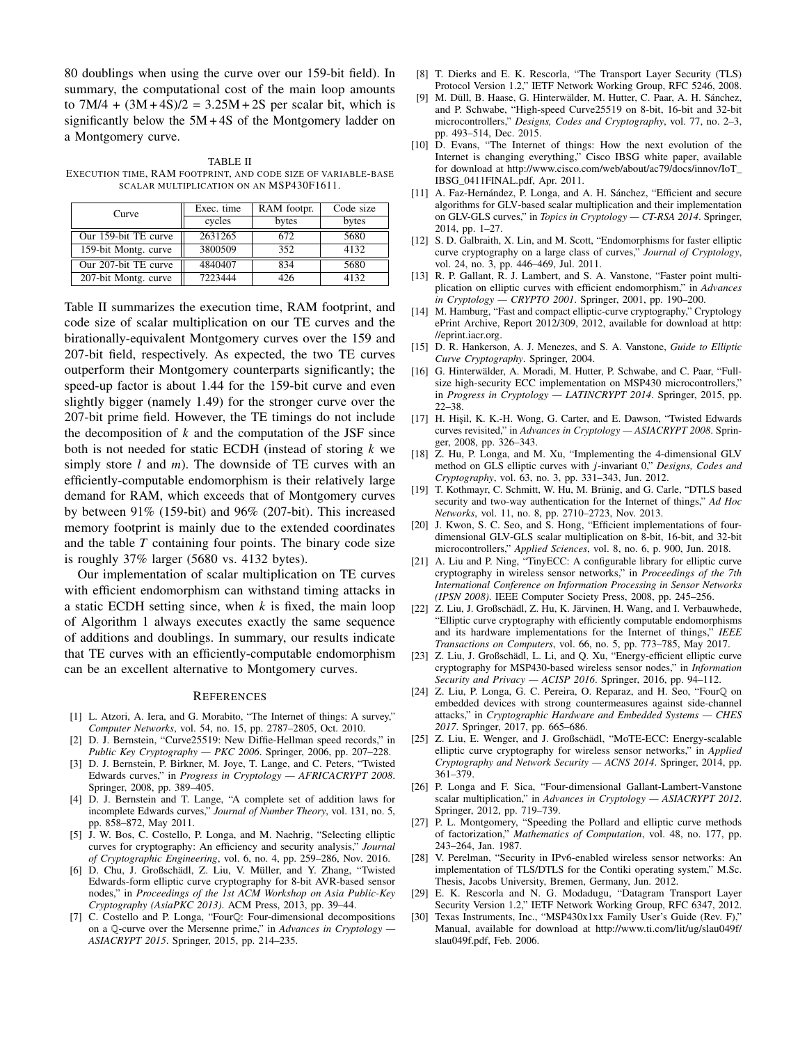80 doublings when using the curve over our 159-bit field). In summary, the computational cost of the main loop amounts to $7M/4 + (3M+4S)/2 = 3.25M+2S$ per scalar bit, which is significantly below the $5M+4S$ of the Montgomery ladder on a Montgomery curve.

TABLE II
EXECUTION TIME, RAM FOOTPRINT, AND CODE SIZE OF VARIABLE-BASE SCALAR MULTIPLICATION ON AN MSP430F1611.

| Curve | Exec. time | RAM footpr. | Code size |
|---|---|---|---|
| | cycles | bytes | bytes |
| Our 159-bit TE curve | 2631265 | 672 | 5680 |
| 159-bit Montg. curve | 3800509 | 352 | 4132 |
| Our 207-bit TE curve | 4840407 | 834 | 5680 |
| 207-bit Montg. curve | 7223444 | 426 | 4132 |

Table II summarizes the execution time, RAM footprint, and code size of scalar multiplication on our TE curves and the birationally-equivalent Montgomery curves over the 159 and 207-bit field, respectively. As expected, the two TE curves outperform their Montgomery counterparts significantly; the speed-up factor is about 1.44 for the 159-bit curve and even slightly bigger (namely 1.49) for the stronger curve over the 207-bit prime field. However, the TE timings do not include the decomposition of $k$ and the computation of the JSF since both is not needed for static ECDH (instead of storing $k$ we simply store $l$ and $m$). The downside of TE curves with an efficiently-computable endomorphism is their relatively large demand for RAM, which exceeds that of Montgomery curves by between 91% (159-bit) and 96% (207-bit). This increased memory footprint is mainly due to the extended coordinates and the table $T$ containing four points. The binary code size is roughly 37% larger (5680 vs. 4132 bytes).

Our implementation of scalar multiplication on TE curves with efficient endomorphism can withstand timing attacks in a static ECDH setting since, when $k$ is fixed, the main loop of Algorithm 1 always executes exactly the same sequence of additions and doublings. In summary, our results indicate that TE curves with an efficiently-computable endomorphism can be an excellent alternative to Montgomery curves.

## References

[1] L. Atzori, A. Iera, and G. Morabito, "The Internet of things: A survey," *Computer Networks*, vol. 54, no. 15, pp. 2787–2805, Oct. 2010.

[2] D. J. Bernstein, "Curve25519: New Diffie-Hellman speed records," in *Public Key Cryptography — PKC 2006*. Springer, 2006, pp. 207–228.

[3] D. J. Bernstein, P. Birkner, M. Joye, T. Lange, and C. Peters, "Twisted Edwards curves," in *Progress in Cryptology — AFRICACRYPT 2008*. Springer, 2008, pp. 389–405.

[4] D. J. Bernstein and T. Lange, "A complete set of addition laws for incomplete Edwards curves," *Journal of Number Theory*, vol. 131, no. 5, pp. 858–872, May 2011.

[5] J. W. Bos, C. Costello, P. Longa, and M. Naehrig, "Selecting elliptic curves for cryptography: An efficiency and security analysis," *Journal of Cryptographic Engineering*, vol. 6, no. 4, pp. 259–286, Nov. 2016.

[6] D. Chu, J. Großschädl, Z. Liu, V. Müller, and Y. Zhang, "Twisted Edwards-form elliptic curve cryptography for 8-bit AVR-based sensor nodes," in *Proceedings of the 1st ACM Workshop on Asia Public-Key Cryptography (AsiaPKC 2013)*. ACM Press, 2013, pp. 39–44.

[7] C. Costello and P. Longa, "Four$\mathbb{Q}$: Four-dimensional decompositions on a $\mathbb{Q}$-curve over the Mersenne prime," in *Advances in Cryptology — ASIACRYPT 2015*. Springer, 2015, pp. 214–235.

[8] T. Dierks and E. K. Rescorla, "The Transport Layer Security (TLS) Protocol Version 1.2," IETF Network Working Group, RFC 5246, 2008.

[9] M. Düll, B. Haase, G. Hinterwälder, M. Hutter, C. Paar, A. H. Sánchez, and P. Schwabe, "High-speed Curve25519 on 8-bit, 16-bit and 32-bit microcontrollers," *Designs, Codes and Cryptography*, vol. 77, no. 2–3, pp. 493–514, Dec. 2015.

[10] D. Evans, "The Internet of things: How the next evolution of the Internet is changing everything," Cisco IBSG white paper, available for download at http://www.cisco.com/web/about/ac79/docs/innov/IoT_IBSG_0411FINAL.pdf, Apr. 2011.

[11] A. Faz-Hernández, P. Longa, and A. H. Sánchez, "Efficient and secure algorithms for GLV-based scalar multiplication and their implementation on GLV-GLS curves," in *Topics in Cryptology — CT-RSA 2014*. Springer, 2014, pp. 1–27.

[12] S. D. Galbraith, X. Lin, and M. Scott, "Endomorphisms for faster elliptic curve cryptography on a large class of curves," *Journal of Cryptology*, vol. 24, no. 3, pp. 446–469, Jul. 2011.

[13] R. P. Gallant, R. J. Lambert, and S. A. Vanstone, "Faster point multiplication on elliptic curves with efficient endomorphism," in *Advances in Cryptology — CRYPTO 2001*. Springer, 2001, pp. 190–200.

[14] M. Hamburg, "Fast and compact elliptic-curve cryptography," Cryptology ePrint Archive, Report 2012/309, 2012, available for download at http://eprint.iacr.org.

[15] D. R. Hankerson, A. J. Menezes, and S. A. Vanstone, *Guide to Elliptic Curve Cryptography*. Springer, 2004.

[16] G. Hinterwälder, A. Moradi, M. Hutter, P. Schwabe, and C. Paar, "Full-size high-security ECC implementation on MSP430 microcontrollers," in *Progress in Cryptology — LATINCRYPT 2014*. Springer, 2015, pp. 22–38.

[17] H. Hişil, K. K.-H. Wong, G. Carter, and E. Dawson, "Twisted Edwards curves revisited," in *Advances in Cryptology — ASIACRYPT 2008*. Springer, 2008, pp. 326–343.

[18] Z. Hu, P. Longa, and M. Xu, "Implementing the 4-dimensional GLV method on GLS elliptic curves with $j$-invariant 0," *Designs, Codes and Cryptography*, vol. 63, no. 3, pp. 331–343, Jun. 2012.

[19] T. Kothmayr, C. Schmitt, W. Hu, M. Brünig, and G. Carle, "DTLS based security and two-way authentication for the Internet of things," *Ad Hoc Networks*, vol. 11, no. 8, pp. 2710–2723, Nov. 2013.

[20] J. Kwon, S. C. Seo, and S. Hong, "Efficient implementations of four-dimensional GLV-GLS scalar multiplication on 8-bit, 16-bit, and 32-bit microcontrollers," *Applied Sciences*, vol. 8, no. 6, p. 900, Jun. 2018.

[21] A. Liu and P. Ning, "TinyECC: A configurable library for elliptic curve cryptography in wireless sensor networks," in *Proceedings of the 7th International Conference on Information Processing in Sensor Networks (IPSN 2008)*. IEEE Computer Society Press, 2008, pp. 245–256.

[22] Z. Liu, J. Großschädl, Z. Hu, K. Järvinen, H. Wang, and I. Verbauwhede, "Elliptic curve cryptography with efficiently computable endomorphisms and its hardware implementations for the Internet of things," *IEEE Transactions on Computers*, vol. 66, no. 5, pp. 773–785, May 2017.

[23] Z. Liu, J. Großschädl, L. Li, and Q. Xu, "Energy-efficient elliptic curve cryptography for MSP430-based wireless sensor nodes," in *Information Security and Privacy — ACISP 2016*. Springer, 2016, pp. 94–112.

[24] Z. Liu, P. Longa, G. C. Pereira, O. Reparaz, and H. Seo, "Four$\mathbb{Q}$ on embedded devices with strong countermeasures against side-channel attacks," in *Cryptographic Hardware and Embedded Systems — CHES 2017*. Springer, 2017, pp. 665–686.

[25] Z. Liu, E. Wenger, and J. Großschädl, "MoTE-ECC: Energy-scalable elliptic curve cryptography for wireless sensor networks," in *Applied Cryptography and Network Security — ACNS 2014*. Springer, 2014, pp. 361–379.

[26] P. Longa and F. Sica, "Four-dimensional Gallant-Lambert-Vanstone scalar multiplication," in *Advances in Cryptology — ASIACRYPT 2012*. Springer, 2012, pp. 719–739.

[27] P. L. Montgomery, "Speeding the Pollard and elliptic curve methods of factorization," *Mathematics of Computation*, vol. 48, no. 177, pp. 243–264, Jan. 1987.

[28] V. Perelman, "Security in IPv6-enabled wireless sensor networks: An implementation of TLS/DTLS for the Contiki operating system," M.Sc. Thesis, Jacobs University, Bremen, Germany, Jun. 2012.

[29] E. K. Rescorla and N. G. Modadugu, "Datagram Transport Layer Security Version 1.2," IETF Network Working Group, RFC 6347, 2012.

[30] Texas Instruments, Inc., "MSP430x1xx Family User's Guide (Rev. F)," Manual, available for download at http://www.ti.com/lit/ug/slau049f/slau049f.pdf, Feb. 2006.